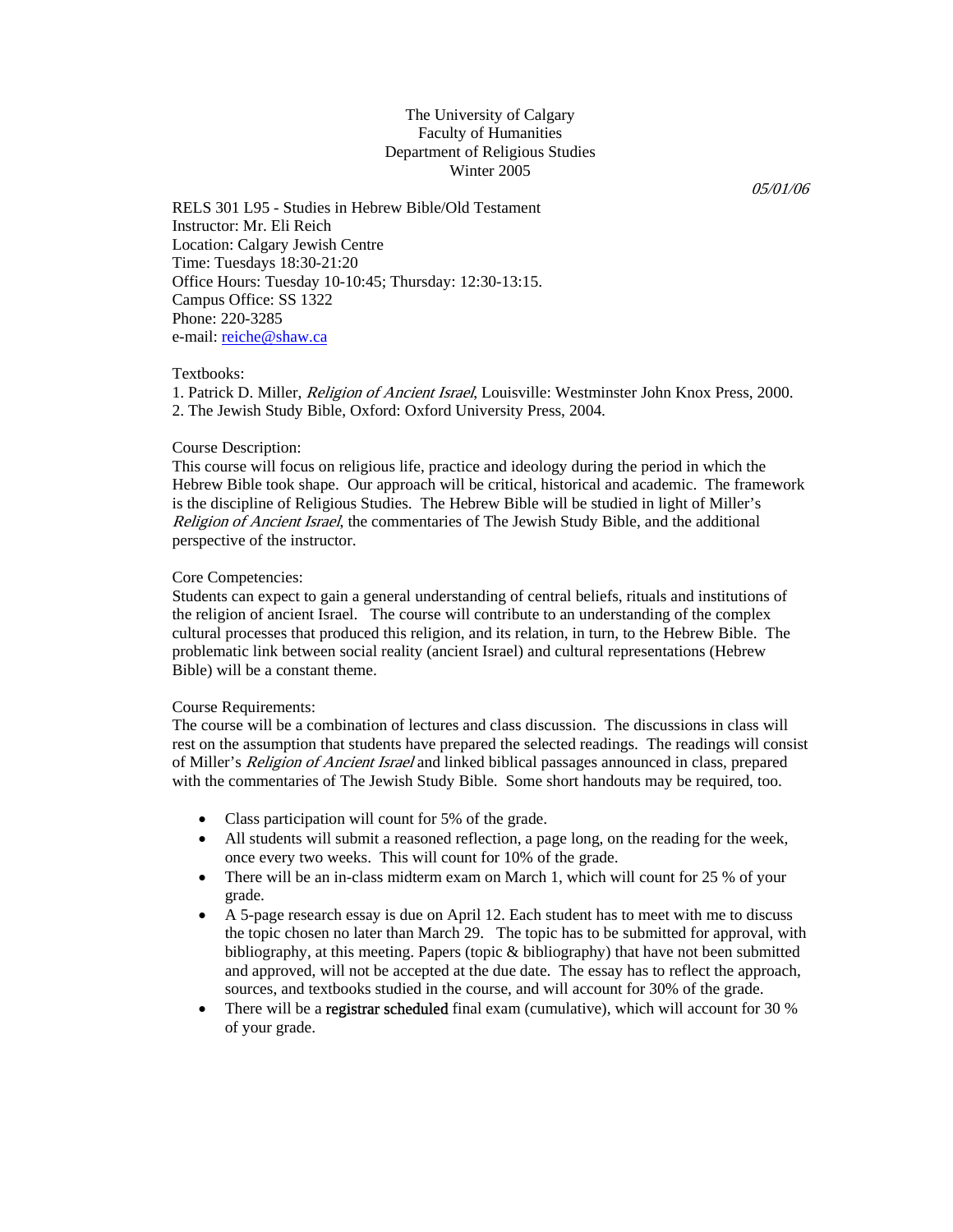The University of Calgary
Faculty of Humanities
Department of Religious Studies
Winter 2005

*05/01/06*

RELS 301 L95 - Studies in Hebrew Bible/Old Testament
Instructor: Mr. Eli Reich
Location: Calgary Jewish Centre
Time: Tuesdays 18:30-21:20
Office Hours: Tuesday 10-10:45; Thursday: 12:30-13:15.
Campus Office: SS 1322
Phone: 220-3285
e-mail: reiche@shaw.ca

Textbooks:
1. Patrick D. Miller, *Religion of Ancient Israel*, Louisville: Westminster John Knox Press, 2000.
2. The Jewish Study Bible, Oxford: Oxford University Press, 2004.

Course Description:
This course will focus on religious life, practice and ideology during the period in which the Hebrew Bible took shape. Our approach will be critical, historical and academic. The framework is the discipline of Religious Studies. The Hebrew Bible will be studied in light of Miller's *Religion of Ancient Israel*, the commentaries of The Jewish Study Bible, and the additional perspective of the instructor.

Core Competencies:
Students can expect to gain a general understanding of central beliefs, rituals and institutions of the religion of ancient Israel. The course will contribute to an understanding of the complex cultural processes that produced this religion, and its relation, in turn, to the Hebrew Bible. The problematic link between social reality (ancient Israel) and cultural representations (Hebrew Bible) will be a constant theme.

Course Requirements:
The course will be a combination of lectures and class discussion. The discussions in class will rest on the assumption that students have prepared the selected readings. The readings will consist of Miller's *Religion of Ancient Israel* and linked biblical passages announced in class, prepared with the commentaries of The Jewish Study Bible. Some short handouts may be required, too.

- Class participation will count for 5% of the grade.
- All students will submit a reasoned reflection, a page long, on the reading for the week, once every two weeks. This will count for 10% of the grade.
- There will be an in-class midterm exam on March 1, which will count for 25 % of your grade.
- A 5-page research essay is due on April 12. Each student has to meet with me to discuss the topic chosen no later than March 29. The topic has to be submitted for approval, with bibliography, at this meeting. Papers (topic & bibliography) that have not been submitted and approved, will not be accepted at the due date. The essay has to reflect the approach, sources, and textbooks studied in the course, and will account for 30% of the grade.
- There will be a registrar scheduled final exam (cumulative), which will account for 30 % of your grade.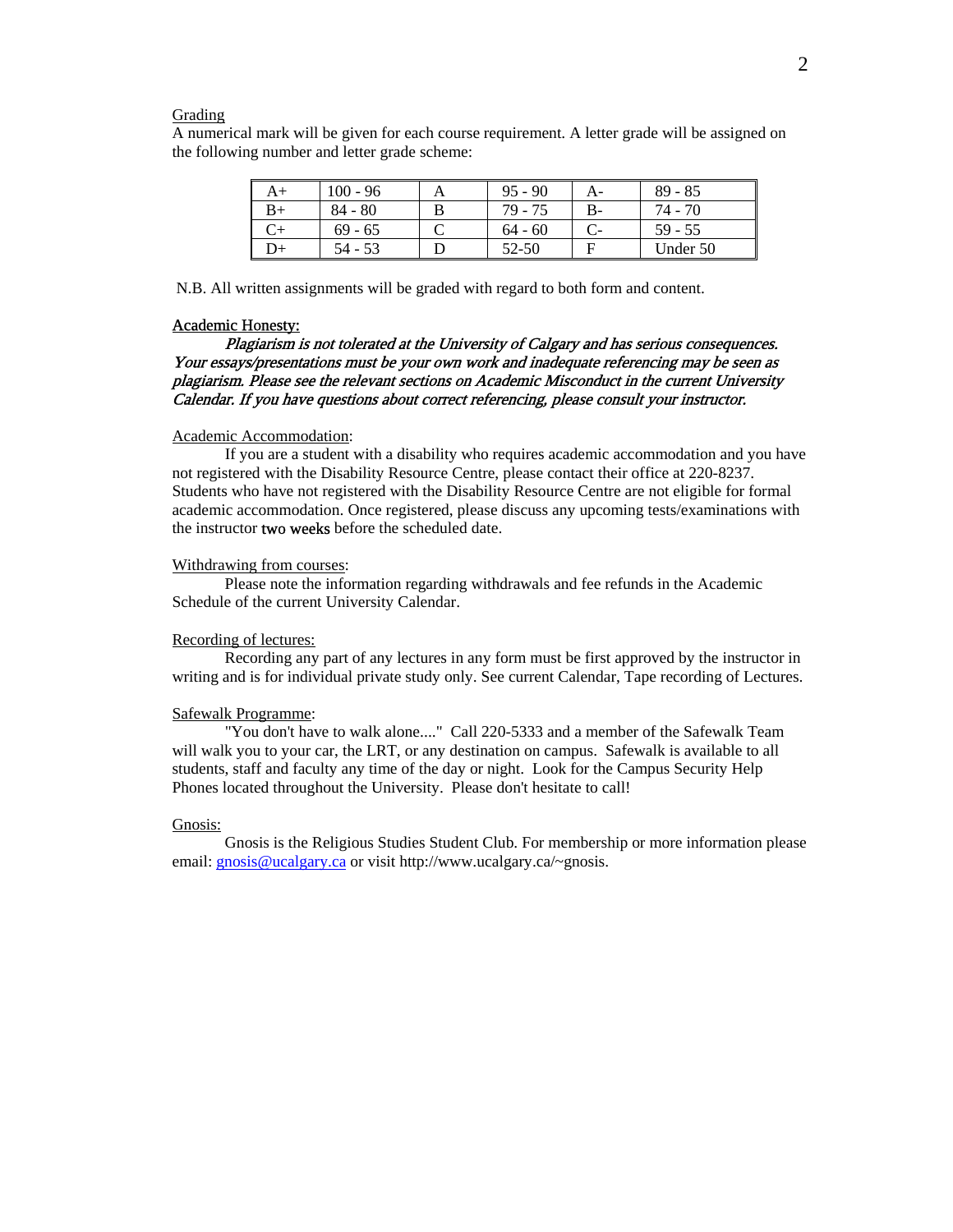Grading

A numerical mark will be given for each course requirement. A letter grade will be assigned on the following number and letter grade scheme:

| A+ | 100 - 96 | A | 95 - 90 | A- | 89 - 85 |
|---|---|---|---|---|---|
| B+ | 84 - 80 | B | 79 - 75 | B- | 74 - 70 |
| C+ | 69 - 65 | C | 64 - 60 | C- | 59 - 55 |
| D+ | 54 - 53 | D | 52-50 | F | Under 50 |

N.B. All written assignments will be graded with regard to both form and content.

Academic Honesty:

*Plagiarism is not tolerated at the University of Calgary and has serious consequences. Your essays/presentations must be your own work and inadequate referencing may be seen as plagiarism. Please see the relevant sections on Academic Misconduct in the current University Calendar. If you have questions about correct referencing, please consult your instructor.*

Academic Accommodation:

If you are a student with a disability who requires academic accommodation and you have not registered with the Disability Resource Centre, please contact their office at 220-8237. Students who have not registered with the Disability Resource Centre are not eligible for formal academic accommodation. Once registered, please discuss any upcoming tests/examinations with the instructor two weeks before the scheduled date.

Withdrawing from courses:

Please note the information regarding withdrawals and fee refunds in the Academic Schedule of the current University Calendar.

Recording of lectures:

Recording any part of any lectures in any form must be first approved by the instructor in writing and is for individual private study only. See current Calendar, Tape recording of Lectures.

Safewalk Programme:

"You don't have to walk alone...." Call 220-5333 and a member of the Safewalk Team will walk you to your car, the LRT, or any destination on campus. Safewalk is available to all students, staff and faculty any time of the day or night. Look for the Campus Security Help Phones located throughout the University. Please don't hesitate to call!

Gnosis:

Gnosis is the Religious Studies Student Club. For membership or more information please email: gnosis@ucalgary.ca or visit http://www.ucalgary.ca/~gnosis.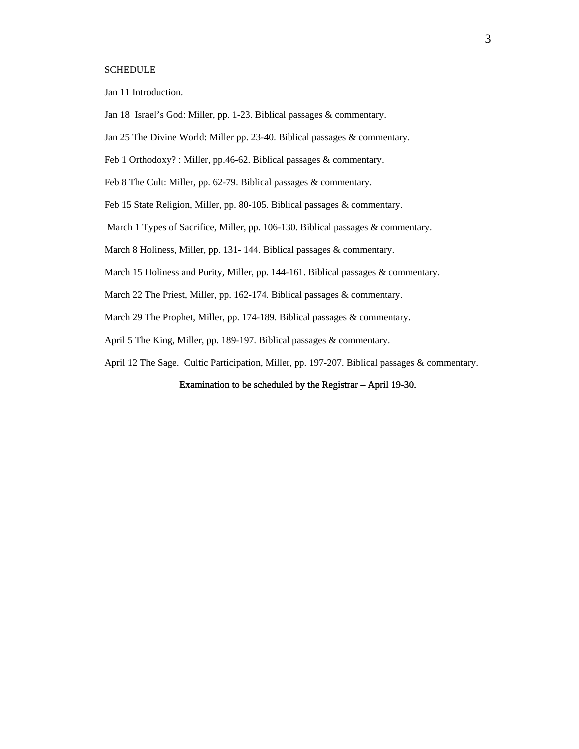SCHEDULE

Jan 11 Introduction.

Jan 18 Israel's God: Miller, pp. 1-23. Biblical passages & commentary.

Jan 25 The Divine World: Miller pp. 23-40. Biblical passages & commentary.

Feb 1 Orthodoxy? : Miller, pp.46-62. Biblical passages & commentary.

Feb 8 The Cult: Miller, pp. 62-79. Biblical passages & commentary.

Feb 15 State Religion, Miller, pp. 80-105. Biblical passages & commentary.

March 1 Types of Sacrifice, Miller, pp. 106-130. Biblical passages & commentary.

March 8 Holiness, Miller, pp. 131- 144. Biblical passages & commentary.

March 15 Holiness and Purity, Miller, pp. 144-161. Biblical passages & commentary.

March 22 The Priest, Miller, pp. 162-174. Biblical passages & commentary.

March 29 The Prophet, Miller, pp. 174-189. Biblical passages & commentary.

April 5 The King, Miller, pp. 189-197. Biblical passages & commentary.

April 12 The Sage. Cultic Participation, Miller, pp. 197-207. Biblical passages & commentary.

Examination to be scheduled by the Registrar – April 19-30.